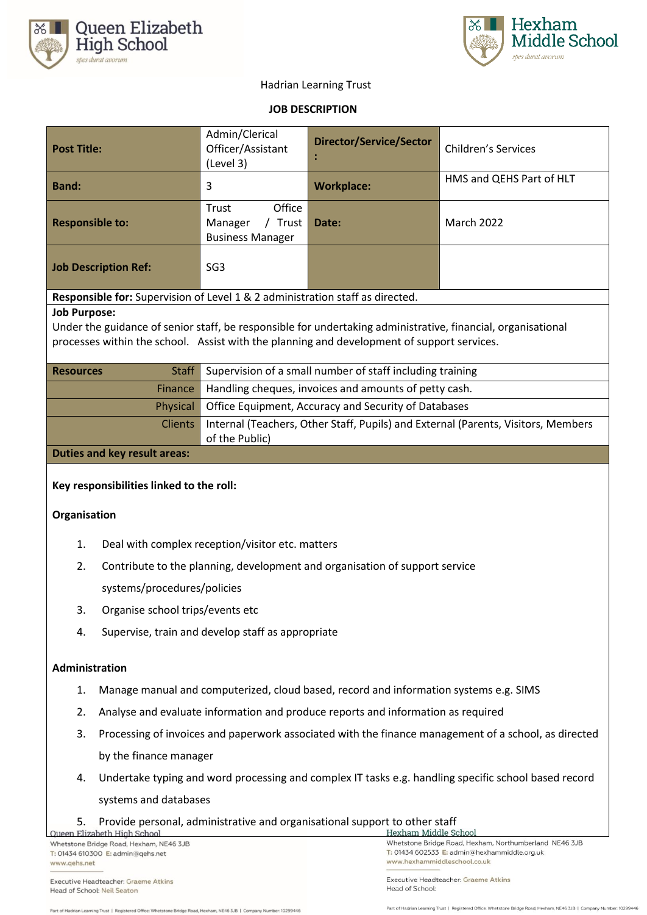Queen Elizabeth High School

Hexham Middle School

Hadrian Learning Trust

**JOB DESCRIPTION**

| **Post Title:** | Admin/Clerical Officer/Assistant (Level 3) | **Director/Service/Sector :** | Children's Services |
|---|---|---|---|
| **Band:** | 3 | **Workplace:** | HMS and QEHS Part of HLT |
| **Responsible to:** | Trust Office Manager / Trust Business Manager | **Date:** | March 2022 |
| **Job Description Ref:** | SG3 | | |

**Responsible for:** Supervision of Level 1 & 2 administration staff as directed.

**Job Purpose:**
Under the guidance of senior staff, be responsible for undertaking administrative, financial, organisational processes within the school. Assist with the planning and development of support services.

| **Resources** | |
|---|---|
| Staff | Supervision of a small number of staff including training |
| Finance | Handling cheques, invoices and amounts of petty cash. |
| Physical | Office Equipment, Accuracy and Security of Databases |
| Clients | Internal (Teachers, Other Staff, Pupils) and External (Parents, Visitors, Members of the Public) |

**Duties and key result areas:**

**Key responsibilities linked to the roll:**

**Organisation**

1. Deal with complex reception/visitor etc. matters
2. Contribute to the planning, development and organisation of support service systems/procedures/policies
3. Organise school trips/events etc
4. Supervise, train and develop staff as appropriate

**Administration**

1. Manage manual and computerized, cloud based, record and information systems e.g. SIMS
2. Analyse and evaluate information and produce reports and information as required
3. Processing of invoices and paperwork associated with the finance management of a school, as directed by the finance manager
4. Undertake typing and word processing and complex IT tasks e.g. handling specific school based record systems and databases
5. Provide personal, administrative and organisational support to other staff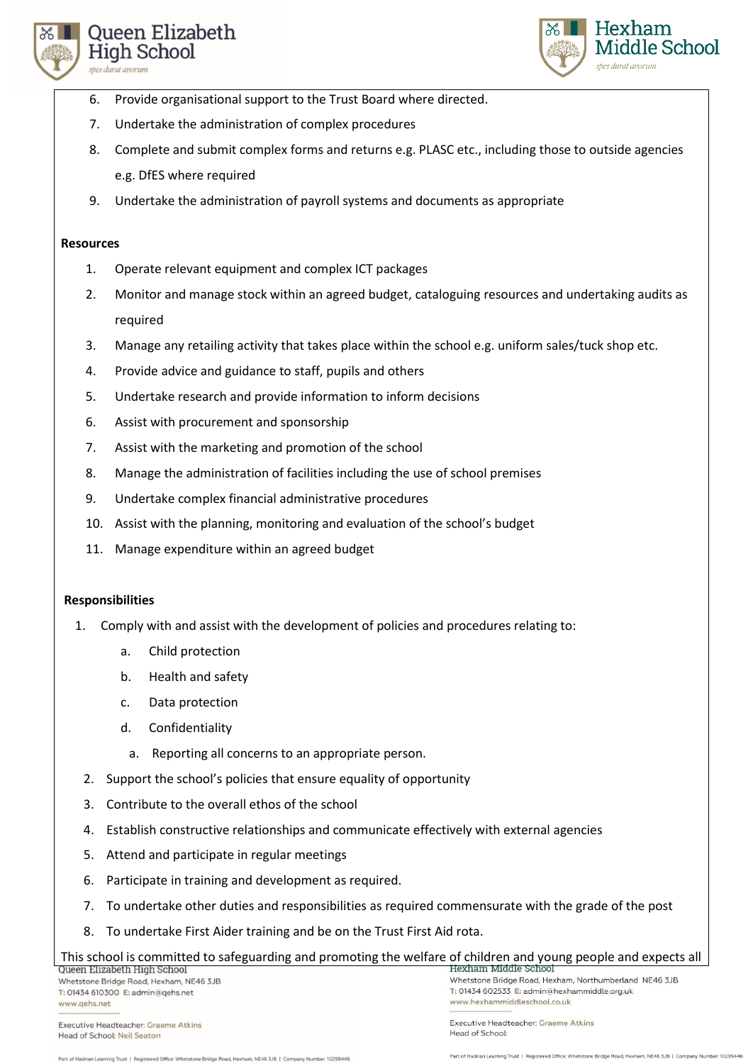6. Provide organisational support to the Trust Board where directed.
7. Undertake the administration of complex procedures
8. Complete and submit complex forms and returns e.g. PLASC etc., including those to outside agencies e.g. DfES where required
9. Undertake the administration of payroll systems and documents as appropriate

**Resources**

1. Operate relevant equipment and complex ICT packages
2. Monitor and manage stock within an agreed budget, cataloguing resources and undertaking audits as required
3. Manage any retailing activity that takes place within the school e.g. uniform sales/tuck shop etc.
4. Provide advice and guidance to staff, pupils and others
5. Undertake research and provide information to inform decisions
6. Assist with procurement and sponsorship
7. Assist with the marketing and promotion of the school
8. Manage the administration of facilities including the use of school premises
9. Undertake complex financial administrative procedures
10. Assist with the planning, monitoring and evaluation of the school's budget
11. Manage expenditure within an agreed budget

**Responsibilities**

1. Comply with and assist with the development of policies and procedures relating to:
    a. Child protection
    b. Health and safety
    c. Data protection
    d. Confidentiality
    a. Reporting all concerns to an appropriate person.
2. Support the school's policies that ensure equality of opportunity
3. Contribute to the overall ethos of the school
4. Establish constructive relationships and communicate effectively with external agencies
5. Attend and participate in regular meetings
6. Participate in training and development as required.
7. To undertake other duties and responsibilities as required commensurate with the grade of the post
8. To undertake First Aider training and be on the Trust First Aid rota.

This school is committed to safeguarding and promoting the welfare of children and young people and expects all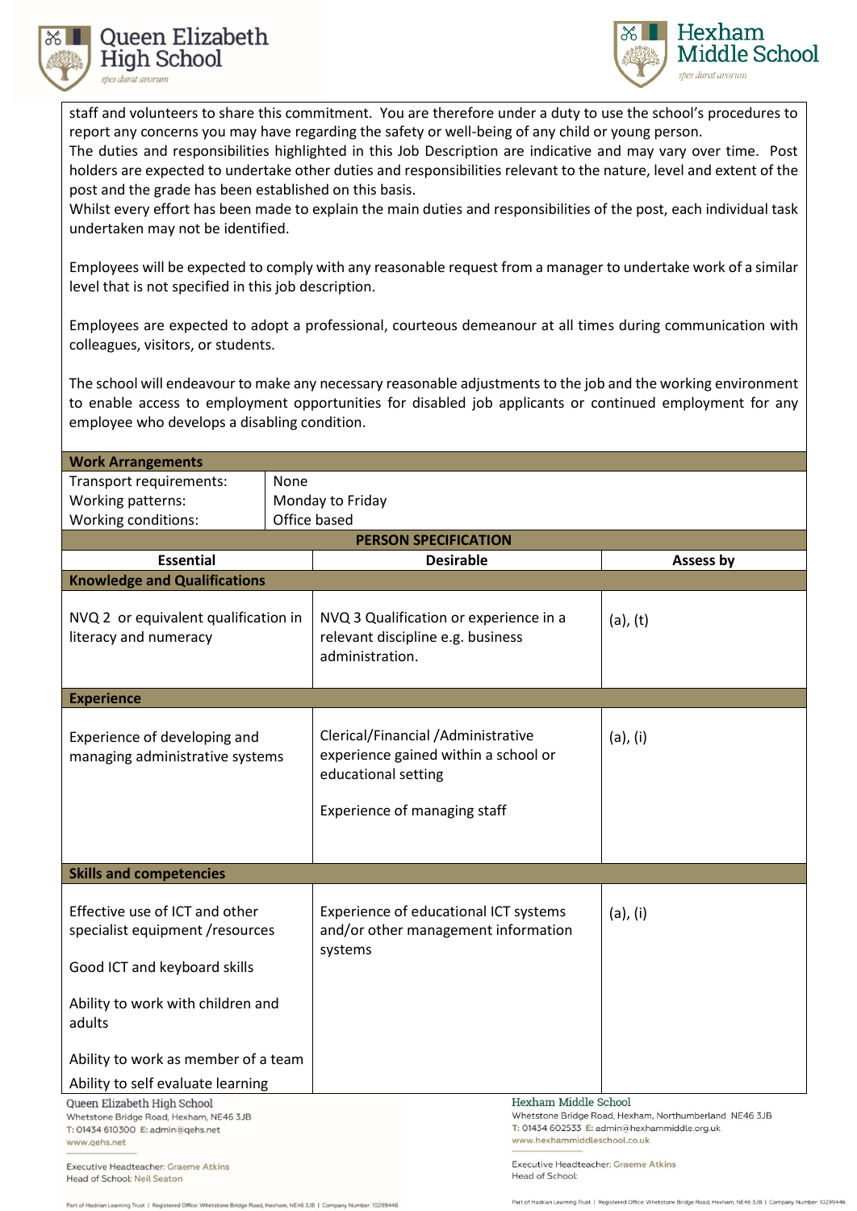staff and volunteers to share this commitment. You are therefore under a duty to use the school's procedures to report any concerns you may have regarding the safety or well-being of any child or young person.
The duties and responsibilities highlighted in this Job Description are indicative and may vary over time. Post holders are expected to undertake other duties and responsibilities relevant to the nature, level and extent of the post and the grade has been established on this basis.
Whilst every effort has been made to explain the main duties and responsibilities of the post, each individual task undertaken may not be identified.

Employees will be expected to comply with any reasonable request from a manager to undertake work of a similar level that is not specified in this job description.

Employees are expected to adopt a professional, courteous demeanour at all times during communication with colleagues, visitors, or students.

The school will endeavour to make any necessary reasonable adjustments to the job and the working environment to enable access to employment opportunities for disabled job applicants or continued employment for any employee who develops a disabling condition.

| **Work Arrangements** | |
|---|---|
| Transport requirements: | None |
| Working patterns: | Monday to Friday |
| Working conditions: | Office based |

**PERSON SPECIFICATION**

| **Essential** | **Desirable** | **Assess by** |
|---|---|---|
| **Knowledge and Qualifications** | | |
| NVQ 2 or equivalent qualification in literacy and numeracy | NVQ 3 Qualification or experience in a relevant discipline e.g. business administration. | (a), (t) |
| **Experience** | | |
| Experience of developing and managing administrative systems | Clerical/Financial /Administrative experience gained within a school or educational setting<br><br>Experience of managing staff | (a), (i) |
| **Skills and competencies** | | |
| Effective use of ICT and other specialist equipment /resources<br><br>Good ICT and keyboard skills<br><br>Ability to work with children and adults<br><br>Ability to work as member of a team<br><br>Ability to self evaluate learning | Experience of educational ICT systems and/or other management information systems | (a), (i) |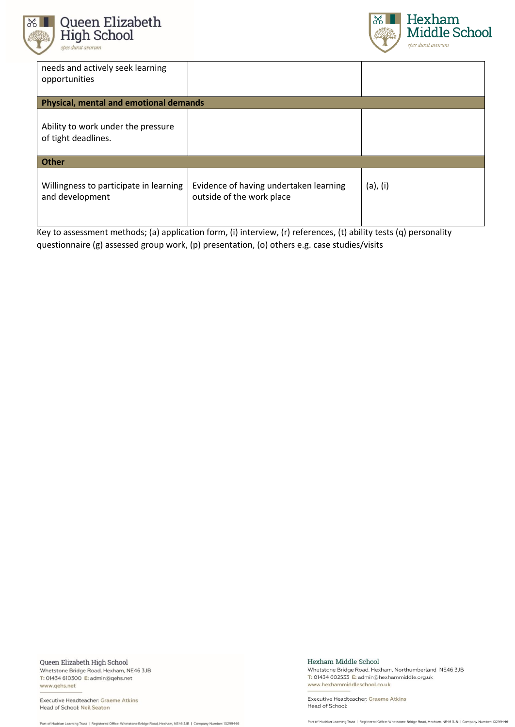| | | |
|---|---|---|
| needs and actively seek learning opportunities | | |
| **Physical, mental and emotional demands** | | |
| Ability to work under the pressure of tight deadlines. | | |
| **Other** | | |
| Willingness to participate in learning and development | Evidence of having undertaken learning outside of the work place | (a), (i) |

Key to assessment methods; (a) application form, (i) interview, (r) references, (t) ability tests (q) personality questionnaire (g) assessed group work, (p) presentation, (o) others e.g. case studies/visits